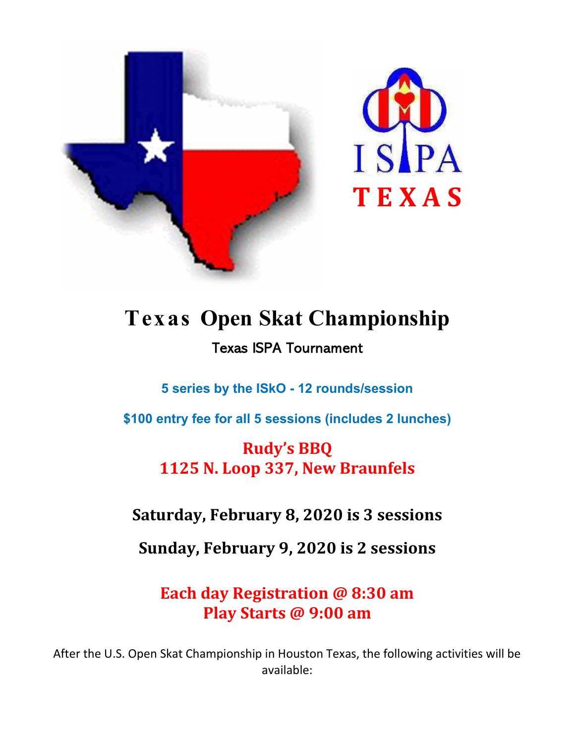ISPA

TEXAS

# Texas Open Skat Championship

Texas ISPA Tournament

**5 series by the ISkO - 12 rounds/session**

**$100 entry fee for all 5 sessions (includes 2 lunches)**

**Rudy's BBQ**
**1125 N. Loop 337, New Braunfels**

**Saturday, February 8, 2020 is 3 sessions**

**Sunday, February 9, 2020 is 2 sessions**

**Each day Registration @ 8:30 am**
**Play Starts @ 9:00 am**

After the U.S. Open Skat Championship in Houston Texas, the following activities will be available: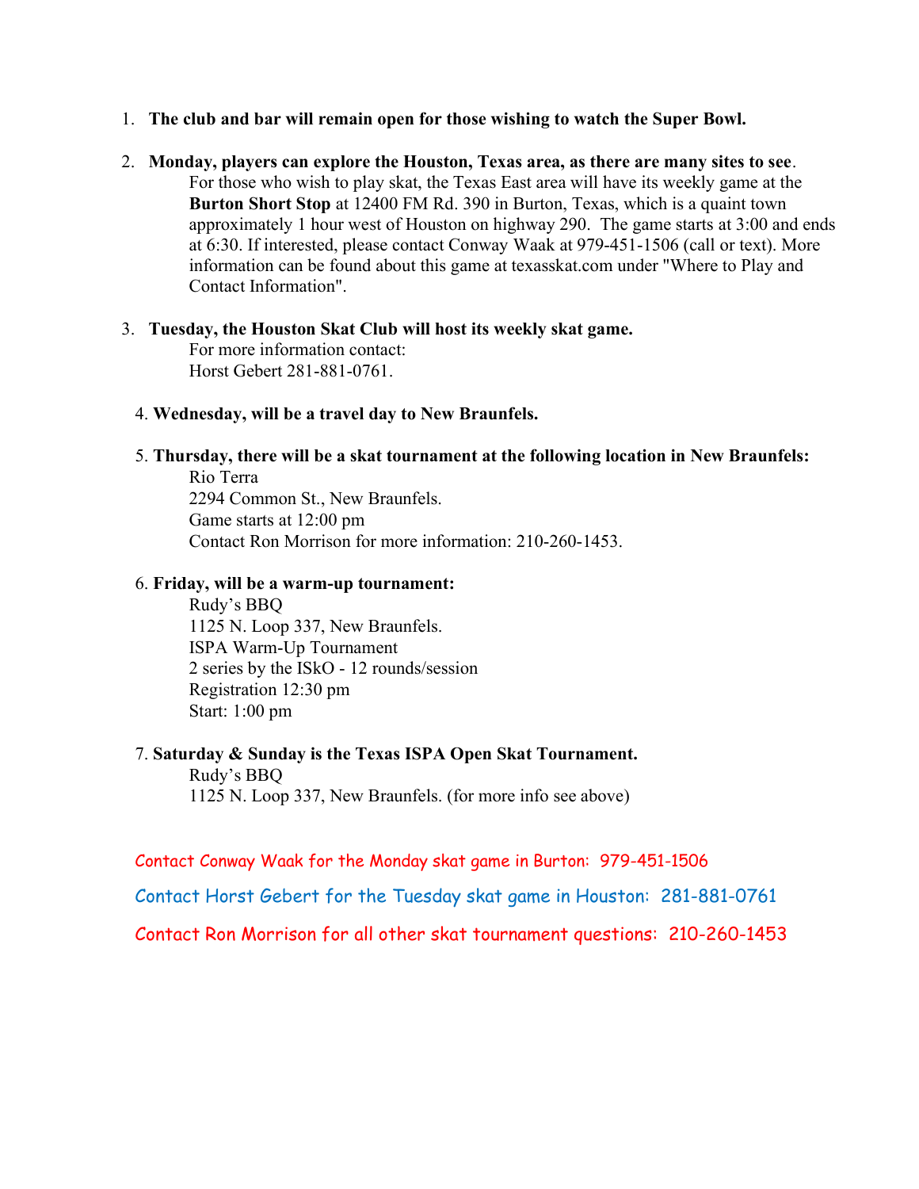1. **The club and bar will remain open for those wishing to watch the Super Bowl.**

2. **Monday, players can explore the Houston, Texas area, as there are many sites to see**.
   For those who wish to play skat, the Texas East area will have its weekly game at the **Burton Short Stop** at 12400 FM Rd. 390 in Burton, Texas, which is a quaint town approximately 1 hour west of Houston on highway 290. The game starts at 3:00 and ends at 6:30. If interested, please contact Conway Waak at 979-451-1506 (call or text). More information can be found about this game at texasskat.com under "Where to Play and Contact Information".

3. **Tuesday, the Houston Skat Club will host its weekly skat game.**
   For more information contact:
   Horst Gebert 281-881-0761.

4. **Wednesday, will be a travel day to New Braunfels.**

5. **Thursday, there will be a skat tournament at the following location in New Braunfels:**
   Rio Terra
   2294 Common St., New Braunfels.
   Game starts at 12:00 pm
   Contact Ron Morrison for more information: 210-260-1453.

6. **Friday, will be a warm-up tournament:**
   Rudy's BBQ
   1125 N. Loop 337, New Braunfels.
   ISPA Warm-Up Tournament
   2 series by the ISkO - 12 rounds/session
   Registration 12:30 pm
   Start: 1:00 pm

7. **Saturday & Sunday is the Texas ISPA Open Skat Tournament.**
   Rudy's BBQ
   1125 N. Loop 337, New Braunfels. (for more info see above)

Contact Conway Waak for the Monday skat game in Burton: 979-451-1506

Contact Horst Gebert for the Tuesday skat game in Houston: 281-881-0761

Contact Ron Morrison for all other skat tournament questions: 210-260-1453